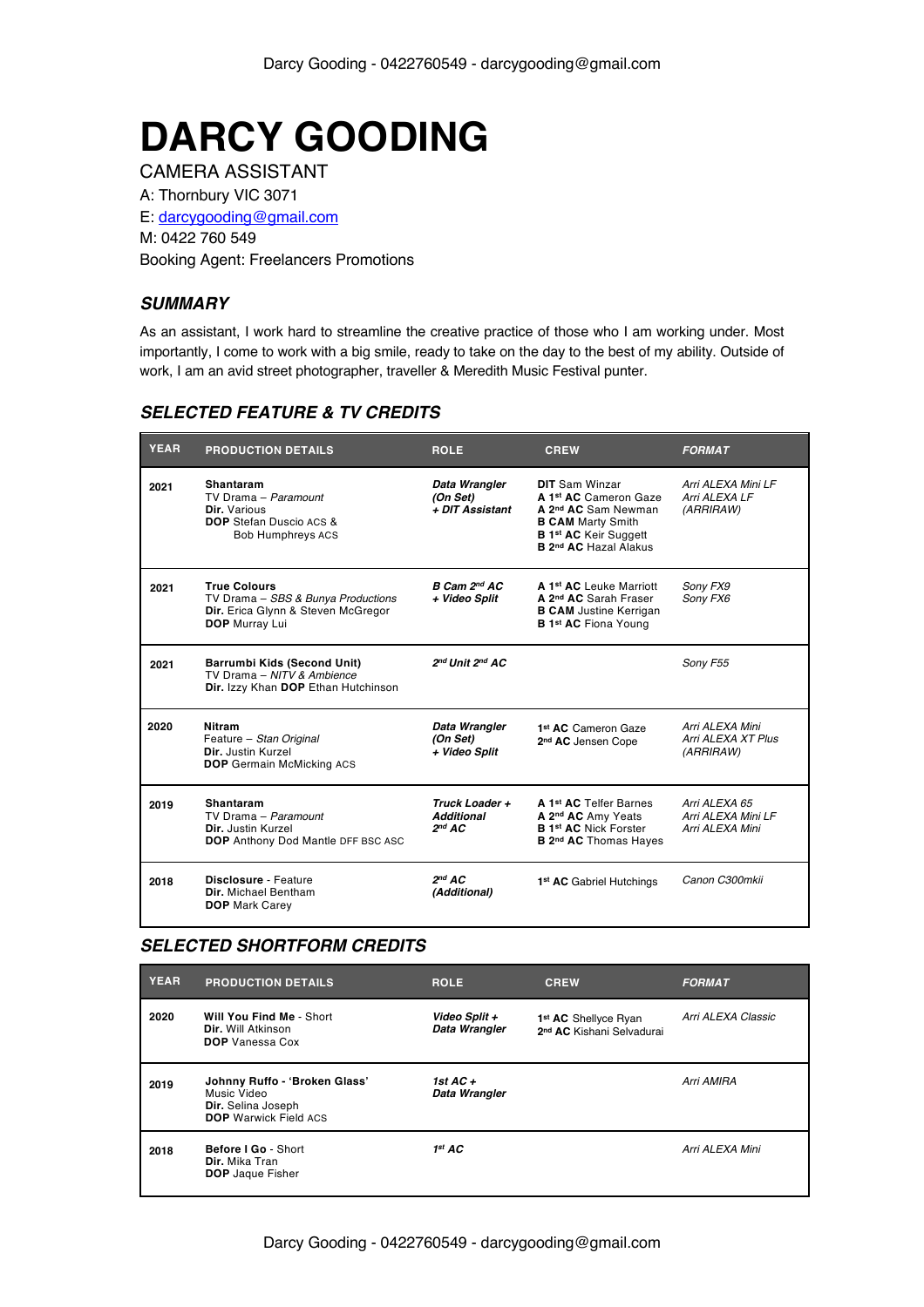# DARCY GOODING

CAMERA ASSISTANT
A: Thornbury VIC 3071
E: darcygooding@gmail.com
M: 0422 760 549
Booking Agent: Freelancers Promotions

## *SUMMARY*

As an assistant, I work hard to streamline the creative practice of those who I am working under. Most importantly, I come to work with a big smile, ready to take on the day to the best of my ability. Outside of work, I am an avid street photographer, traveller & Meredith Music Festival punter.

## *SELECTED FEATURE & TV CREDITS*

| YEAR | PRODUCTION DETAILS | ROLE | CREW | *FORMAT* |
|---|---|---|---|---|
| 2021 | **Shantaram**<br>TV Drama – *Paramount*<br>**Dir.** Various<br>**DOP** Stefan Duscio ACS & Bob Humphreys ACS | ***Data Wrangler (On Set) + DIT Assistant*** | **DIT** Sam Winzar<br>**A 1st AC** Cameron Gaze<br>**A 2nd AC** Sam Newman<br>**B CAM** Marty Smith<br>**B 1st AC** Keir Suggett<br>**B 2nd AC** Hazal Alakus | *Arri ALEXA Mini LF*<br>*Arri ALEXA LF*<br>*(ARRIRAW)* |
| 2021 | **True Colours**<br>TV Drama – *SBS & Bunya Productions*<br>**Dir.** Erica Glynn & Steven McGregor<br>**DOP** Murray Lui | ***B Cam 2nd AC + Video Split*** | **A 1st AC** Leuke Marriott<br>**A 2nd AC** Sarah Fraser<br>**B CAM** Justine Kerrigan<br>**B 1st AC** Fiona Young | *Sony FX9*<br>*Sony FX6* |
| 2021 | **Barrumbi Kids (Second Unit)**<br>TV Drama – *NITV & Ambience*<br>**Dir.** Izzy Khan **DOP** Ethan Hutchinson | ***2nd Unit 2nd AC*** | | *Sony F55* |
| 2020 | **Nitram**<br>Feature – *Stan Original*<br>**Dir.** Justin Kurzel<br>**DOP** Germain McMicking ACS | ***Data Wrangler (On Set) + Video Split*** | **1st AC** Cameron Gaze<br>**2nd AC** Jensen Cope | *Arri ALEXA Mini*<br>*Arri ALEXA XT Plus*<br>*(ARRIRAW)* |
| 2019 | **Shantaram**<br>TV Drama – *Paramount*<br>**Dir.** Justin Kurzel<br>**DOP** Anthony Dod Mantle DFF BSC ASC | ***Truck Loader + Additional 2nd AC*** | **A 1st AC** Telfer Barnes<br>**A 2nd AC** Amy Yeats<br>**B 1st AC** Nick Forster<br>**B 2nd AC** Thomas Hayes | *Arri ALEXA 65*<br>*Arri ALEXA Mini LF*<br>*Arri ALEXA Mini* |
| 2018 | **Disclosure** - Feature<br>**Dir.** Michael Bentham<br>**DOP** Mark Carey | ***2nd AC (Additional)*** | **1st AC** Gabriel Hutchings | *Canon C300mkii* |

## *SELECTED SHORTFORM CREDITS*

| YEAR | PRODUCTION DETAILS | ROLE | CREW | *FORMAT* |
|---|---|---|---|---|
| 2020 | **Will You Find Me** - Short<br>**Dir.** Will Atkinson<br>**DOP** Vanessa Cox | ***Video Split + Data Wrangler*** | **1st AC** Shellyce Ryan<br>**2nd AC** Kishani Selvadurai | *Arri ALEXA Classic* |
| 2019 | **Johnny Ruffo - 'Broken Glass'**<br>Music Video<br>**Dir.** Selina Joseph<br>**DOP** Warwick Field ACS | ***1st AC + Data Wrangler*** | | *Arri AMIRA* |
| 2018 | **Before I Go** - Short<br>**Dir.** Mika Tran<br>**DOP** Jaque Fisher | ***1st AC*** | | *Arri ALEXA Mini* |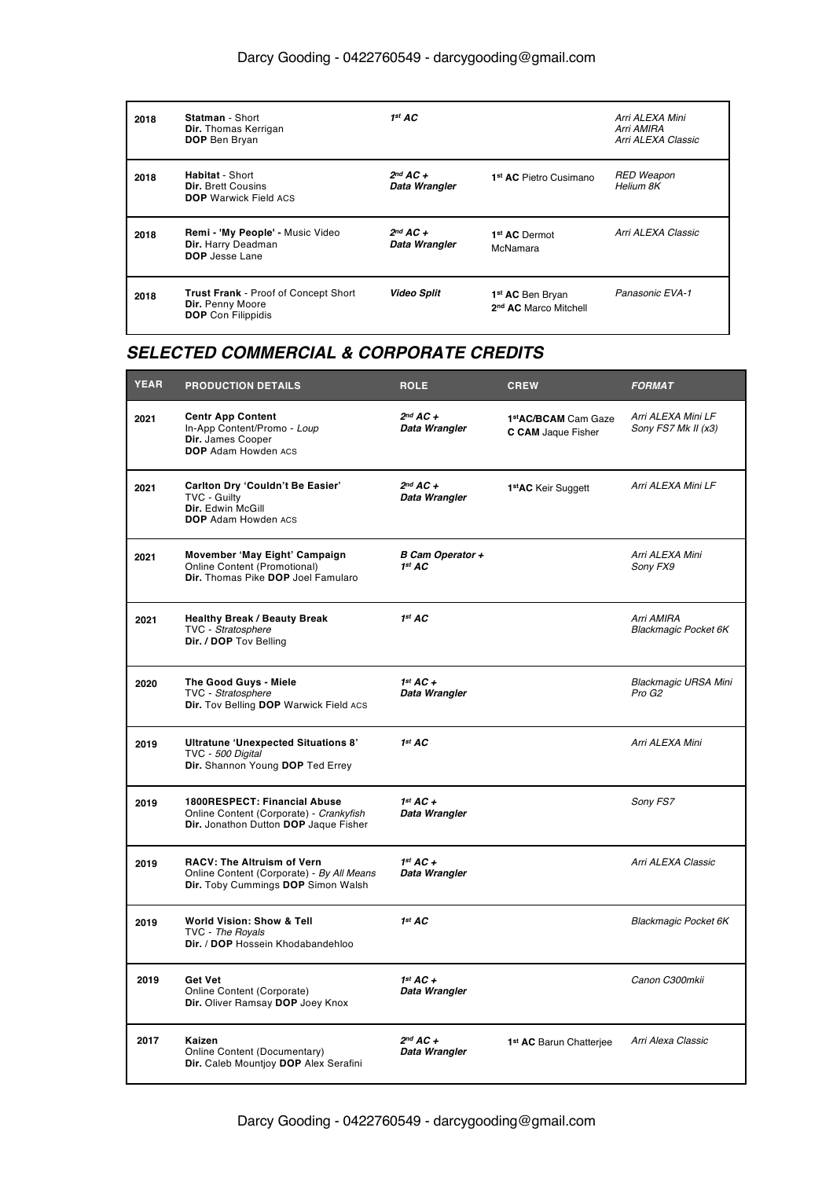| | | | | |
|---|---|---|---|---|
| 2018 | **Statman** - Short<br>**Dir.** Thomas Kerrigan<br>**DOP** Ben Bryan | ***1st AC*** | | *Arri ALEXA Mini*<br>*Arri AMIRA*<br>*Arri ALEXA Classic* |
| 2018 | **Habitat** - Short<br>**Dir.** Brett Cousins<br>**DOP** Warwick Field ACS | ***2nd AC + Data Wrangler*** | **1st AC** Pietro Cusimano | *RED Weapon Helium 8K* |
| 2018 | **Remi - 'My People'** - Music Video<br>**Dir.** Harry Deadman<br>**DOP** Jesse Lane | ***2nd AC + Data Wrangler*** | **1st AC** Dermot McNamara | *Arri ALEXA Classic* |
| 2018 | **Trust Frank** - Proof of Concept Short<br>**Dir.** Penny Moore<br>**DOP** Con Filippidis | ***Video Split*** | **1st AC** Ben Bryan<br>**2nd AC** Marco Mitchell | *Panasonic EVA-1* |

## *SELECTED COMMERCIAL & CORPORATE CREDITS*

| YEAR | PRODUCTION DETAILS | ROLE | CREW | *FORMAT* |
|---|---|---|---|---|
| 2021 | **Centr App Content**<br>In-App Content/Promo - *Loup*<br>**Dir.** James Cooper<br>**DOP** Adam Howden ACS | ***2nd AC + Data Wrangler*** | **1stAC/BCAM** Cam Gaze<br>**C CAM** Jaque Fisher | *Arri ALEXA Mini LF*<br>*Sony FS7 Mk II (x3)* |
| 2021 | **Carlton Dry 'Couldn't Be Easier'**<br>TVC - Guilty<br>**Dir.** Edwin McGill<br>**DOP** Adam Howden ACS | ***2nd AC + Data Wrangler*** | **1stAC** Keir Suggett | *Arri ALEXA Mini LF* |
| 2021 | **Movember 'May Eight' Campaign**<br>Online Content (Promotional)<br>**Dir.** Thomas Pike **DOP** Joel Famularo | ***B Cam Operator + 1st AC*** | | *Arri ALEXA Mini*<br>*Sony FX9* |
| 2021 | **Healthy Break / Beauty Break**<br>TVC - *Stratosphere*<br>**Dir. / DOP** Tov Belling | ***1st AC*** | | *Arri AMIRA*<br>*Blackmagic Pocket 6K* |
| 2020 | **The Good Guys - Miele**<br>TVC - *Stratosphere*<br>**Dir.** Tov Belling **DOP** Warwick Field ACS | ***1st AC + Data Wrangler*** | | *Blackmagic URSA Mini Pro G2* |
| 2019 | **Ultratune 'Unexpected Situations 8'**<br>TVC - *500 Digital*<br>**Dir.** Shannon Young **DOP** Ted Errey | ***1st AC*** | | *Arri ALEXA Mini* |
| 2019 | **1800RESPECT: Financial Abuse**<br>Online Content (Corporate) - *Crankyfish*<br>**Dir.** Jonathon Dutton **DOP** Jaque Fisher | ***1st AC + Data Wrangler*** | | *Sony FS7* |
| 2019 | **RACV: The Altruism of Vern**<br>Online Content (Corporate) - *By All Means*<br>**Dir.** Toby Cummings **DOP** Simon Walsh | ***1st AC + Data Wrangler*** | | *Arri ALEXA Classic* |
| 2019 | **World Vision: Show & Tell**<br>TVC - *The Royals*<br>**Dir.** / **DOP** Hossein Khodabandehloo | ***1st AC*** | | *Blackmagic Pocket 6K* |
| 2019 | **Get Vet**<br>Online Content (Corporate)<br>**Dir.** Oliver Ramsay **DOP** Joey Knox | ***1st AC + Data Wrangler*** | | *Canon C300mkii* |
| 2017 | **Kaizen**<br>Online Content (Documentary)<br>**Dir.** Caleb Mountjoy **DOP** Alex Serafini | ***2nd AC + Data Wrangler*** | **1st AC** Barun Chatterjee | *Arri Alexa Classic* |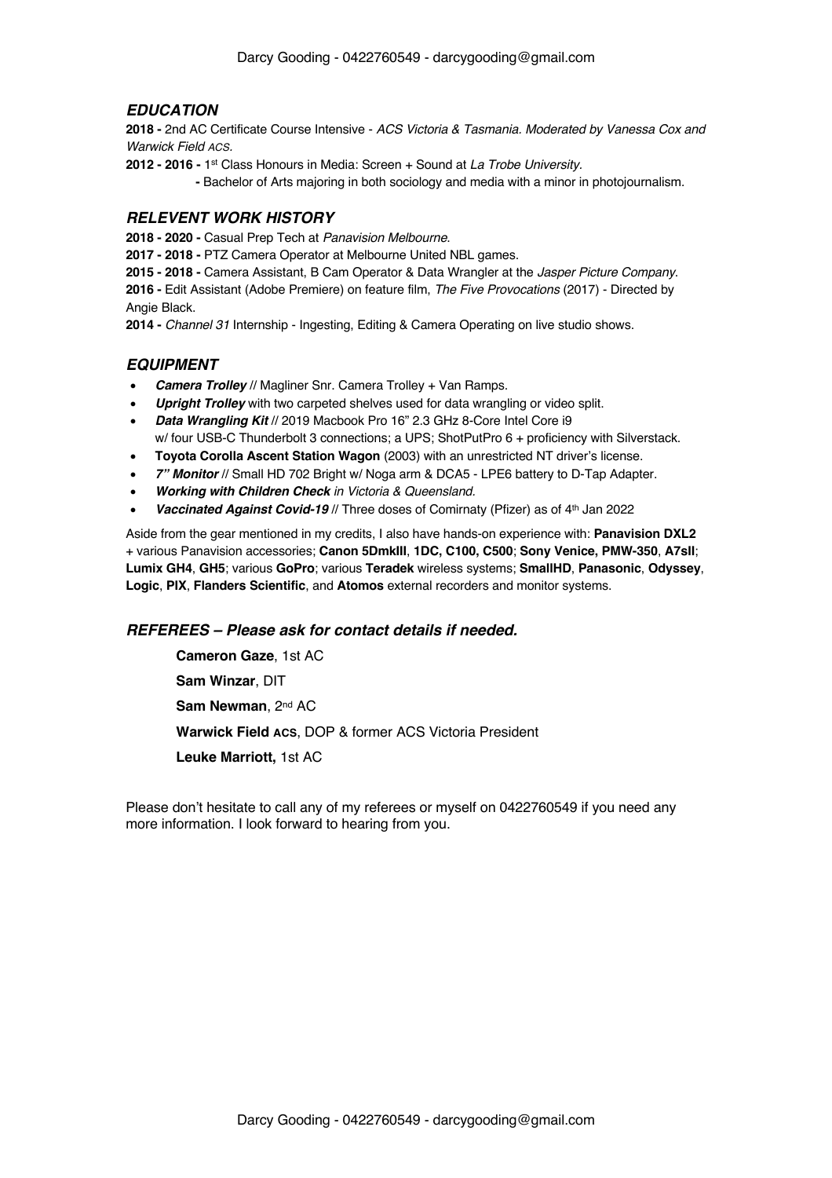### *EDUCATION*

**2018 -** 2nd AC Certificate Course Intensive - *ACS Victoria & Tasmania. Moderated by Vanessa Cox and Warwick Field ACS.*

**2012 - 2016 -** 1st Class Honours in Media: Screen + Sound at *La Trobe University.*

**-** Bachelor of Arts majoring in both sociology and media with a minor in photojournalism.

### *RELEVENT WORK HISTORY*

**2018 - 2020 -** Casual Prep Tech at *Panavision Melbourne.*

**2017 - 2018 -** PTZ Camera Operator at Melbourne United NBL games.

**2015 - 2018 -** Camera Assistant, B Cam Operator & Data Wrangler at the *Jasper Picture Company.*

**2016 -** Edit Assistant (Adobe Premiere) on feature film, *The Five Provocations* (2017) - Directed by Angie Black.

**2014 -** *Channel 31* Internship - Ingesting, Editing & Camera Operating on live studio shows.

### *EQUIPMENT*

- ***Camera Trolley*** // Magliner Snr. Camera Trolley + Van Ramps.
- ***Upright Trolley*** with two carpeted shelves used for data wrangling or video split.
- ***Data Wrangling Kit*** // 2019 Macbook Pro 16" 2.3 GHz 8-Core Intel Core i9 w/ four USB-C Thunderbolt 3 connections; a UPS; ShotPutPro 6 + proficiency with Silverstack.
- **Toyota Corolla Ascent Station Wagon** (2003) with an unrestricted NT driver's license.
- ***7" Monitor*** // Small HD 702 Bright w/ Noga arm & DCA5 - LPE6 battery to D-Tap Adapter.
- ***Working with Children Check*** *in Victoria & Queensland.*
- ***Vaccinated Against Covid-19*** // Three doses of Comirnaty (Pfizer) as of 4th Jan 2022

Aside from the gear mentioned in my credits, I also have hands-on experience with: **Panavision DXL2** + various Panavision accessories; **Canon 5DmkIII**, **1DC, C100, C500**; **Sony Venice, PMW-350**, **A7sII**; **Lumix GH4**, **GH5**; various **GoPro**; various **Teradek** wireless systems; **SmallHD**, **Panasonic**, **Odyssey**, **Logic**, **PIX**, **Flanders Scientific**, and **Atomos** external recorders and monitor systems.

### *REFEREES – Please ask for contact details if needed.*

**Cameron Gaze**, 1st AC

**Sam Winzar**, DIT

**Sam Newman**, 2nd AC

**Warwick Field ACS**, DOP & former ACS Victoria President

**Leuke Marriott,** 1st AC

Please don't hesitate to call any of my referees or myself on 0422760549 if you need any more information. I look forward to hearing from you.